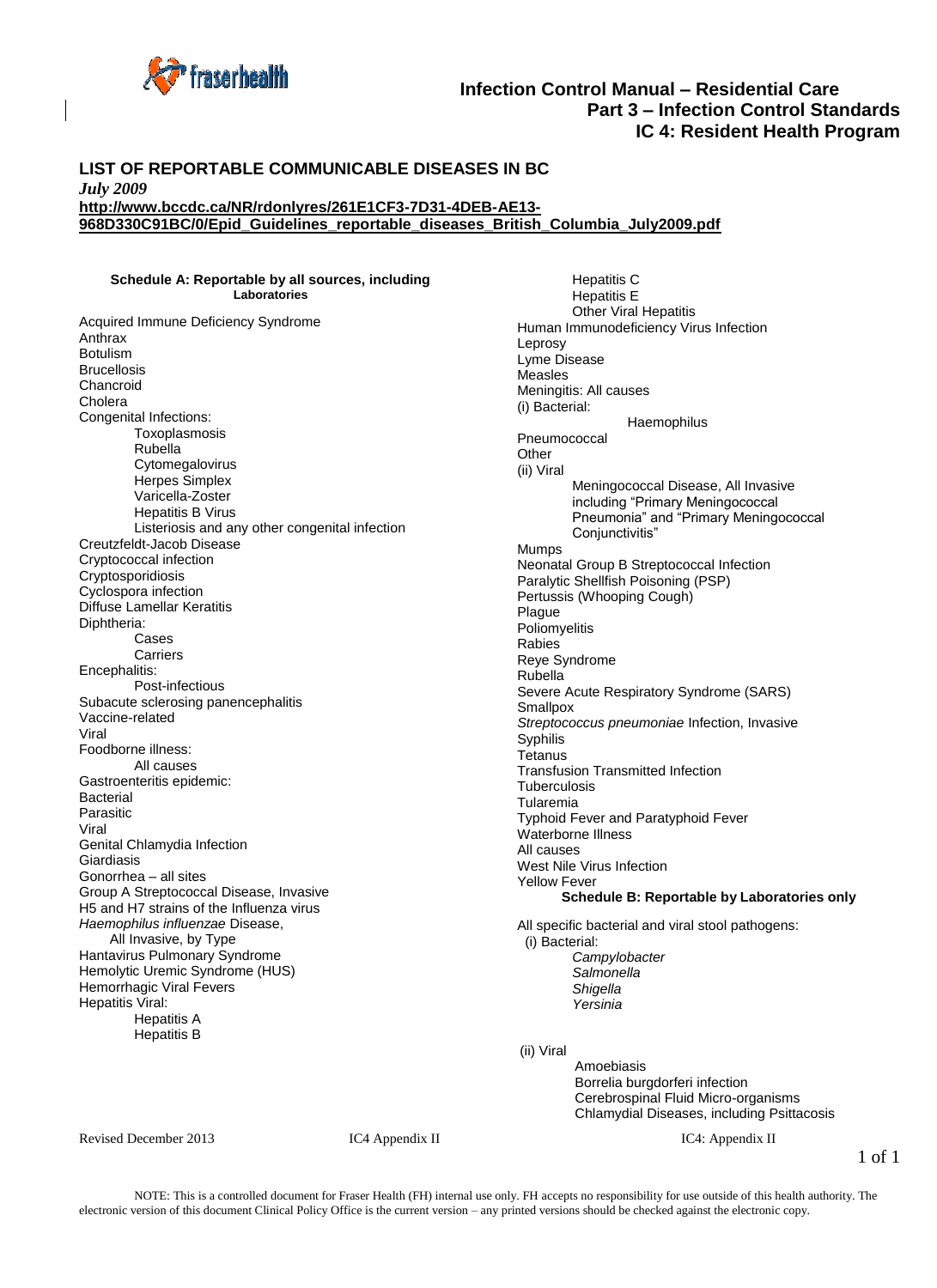# Infection Control Manual – Residential Care
## Part 3 – Infection Control Standards
## IC 4: Resident Health Program

## LIST OF REPORTABLE COMMUNICABLE DISEASES IN BC

*July 2009*

**http://www.bccdc.ca/NR/rdonlyres/261E1CF3-7D31-4DEB-AE13-968D330C91BC/0/Epid_Guidelines_reportable_diseases_British_Columbia_July2009.pdf**

### Schedule A: Reportable by all sources, including Laboratories

Acquired Immune Deficiency Syndrome
Anthrax
Botulism
Brucellosis
Chancroid
Cholera
Congenital Infections:
- Toxoplasmosis
- Rubella
- Cytomegalovirus
- Herpes Simplex
- Varicella-Zoster
- Hepatitis B Virus
- Listeriosis and any other congenital infection

Creutzfeldt-Jacob Disease
Cryptococcal infection
Cryptosporidiosis
Cyclospora infection
Diffuse Lamellar Keratitis
Diphtheria:
- Cases
- Carriers

Encephalitis:
- Post-infectious

Subacute sclerosing panencephalitis
Vaccine-related
Viral
Foodborne illness:
- All causes

Gastroenteritis epidemic:
Bacterial
Parasitic
Viral
Genital Chlamydia Infection
Giardiasis
Gonorrhea – all sites
Group A Streptococcal Disease, Invasive
H5 and H7 strains of the Influenza virus
*Haemophilus influenzae* Disease,
All Invasive, by Type
Hantavirus Pulmonary Syndrome
Hemolytic Uremic Syndrome (HUS)
Hemorrhagic Viral Fevers
Hepatitis Viral:
- Hepatitis A
- Hepatitis B
- Hepatitis C
- Hepatitis E
- Other Viral Hepatitis

Human Immunodeficiency Virus Infection
Leprosy
Lyme Disease
Measles
Meningitis: All causes
(i) Bacterial:
- Haemophilus

Pneumococcal
Other
(ii) Viral
- Meningococcal Disease, All Invasive including "Primary Meningococcal Pneumonia" and "Primary Meningococcal Conjunctivitis"

Mumps
Neonatal Group B Streptococcal Infection
Paralytic Shellfish Poisoning (PSP)
Pertussis (Whooping Cough)
Plague
Poliomyelitis
Rabies
Reye Syndrome
Rubella
Severe Acute Respiratory Syndrome (SARS)
Smallpox
*Streptococcus pneumoniae* Infection, Invasive
Syphilis
Tetanus
Transfusion Transmitted Infection
Tuberculosis
Tularemia
Typhoid Fever and Paratyphoid Fever
Waterborne Illness
All causes
West Nile Virus Infection
Yellow Fever

### Schedule B: Reportable by Laboratories only

All specific bacterial and viral stool pathogens:
(i) Bacterial:
- *Campylobacter*
- *Salmonella*
- *Shigella*
- *Yersinia*

(ii) Viral
- Amoebiasis
- Borrelia burgdorferi infection
- Cerebrospinal Fluid Micro-organisms
- Chlamydial Diseases, including Psittacosis

Revised December 2013 IC4 Appendix II

NOTE: This is a controlled document for Fraser Health (FH) internal use only. FH accepts no responsibility for use outside of this health authority. The electronic version of this document Clinical Policy Office is the current version – any printed versions should be checked against the electronic copy.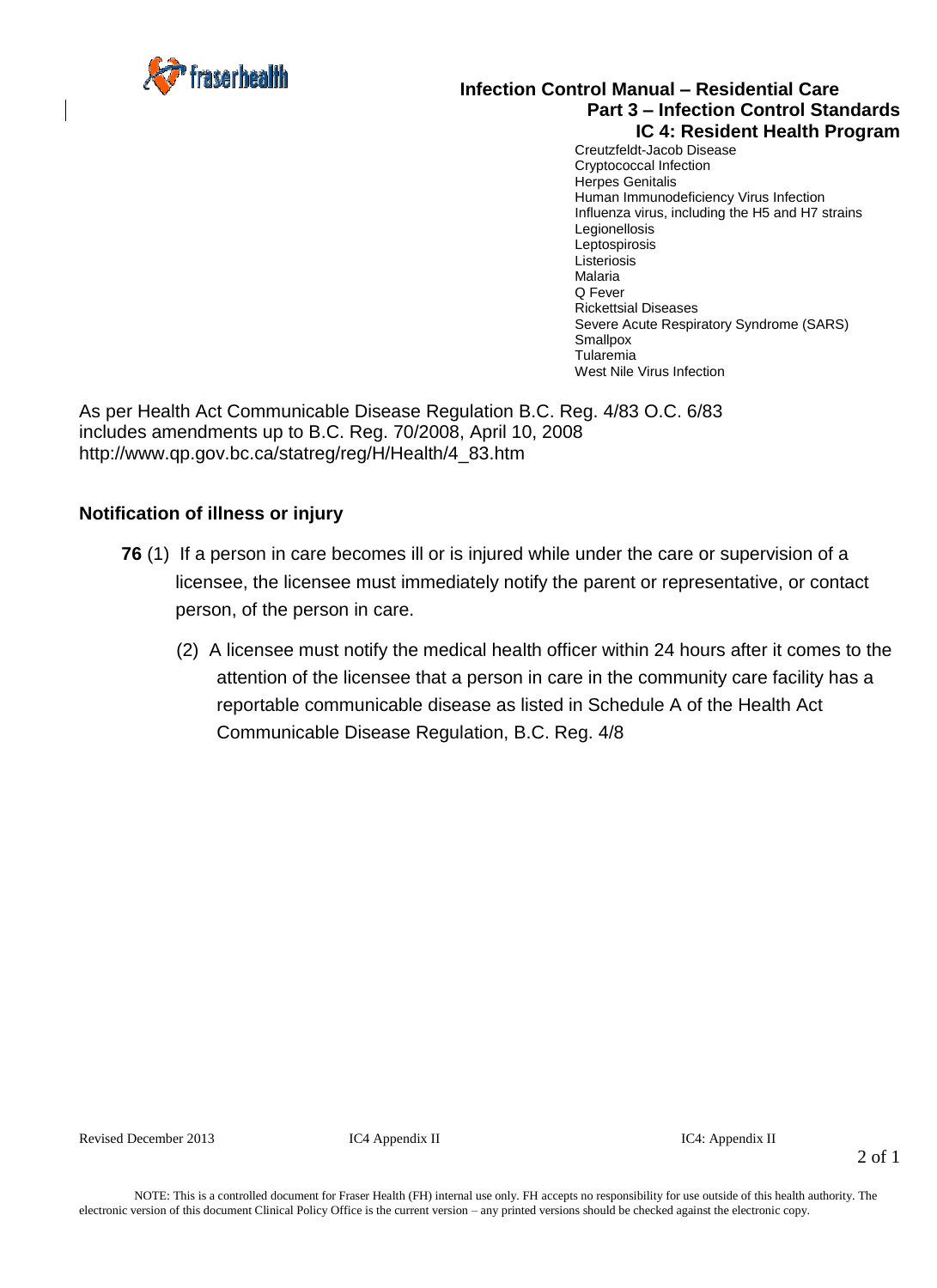Creutzfeldt-Jacob Disease
Cryptococcal Infection
Herpes Genitalis
Human Immunodeficiency Virus Infection
Influenza virus, including the H5 and H7 strains
Legionellosis
Leptospirosis
Listeriosis
Malaria
Q Fever
Rickettsial Diseases
Severe Acute Respiratory Syndrome (SARS)
Smallpox
Tularemia
West Nile Virus Infection

As per Health Act Communicable Disease Regulation B.C. Reg. 4/83 O.C. 6/83 includes amendments up to B.C. Reg. 70/2008, April 10, 2008 http://www.qp.gov.bc.ca/statreg/reg/H/Health/4_83.htm

### Notification of illness or injury

**76** (1) If a person in care becomes ill or is injured while under the care or supervision of a licensee, the licensee must immediately notify the parent or representative, or contact person, of the person in care.

(2) A licensee must notify the medical health officer within 24 hours after it comes to the attention of the licensee that a person in care in the community care facility has a reportable communicable disease as listed in Schedule A of the Health Act Communicable Disease Regulation, B.C. Reg. 4/8